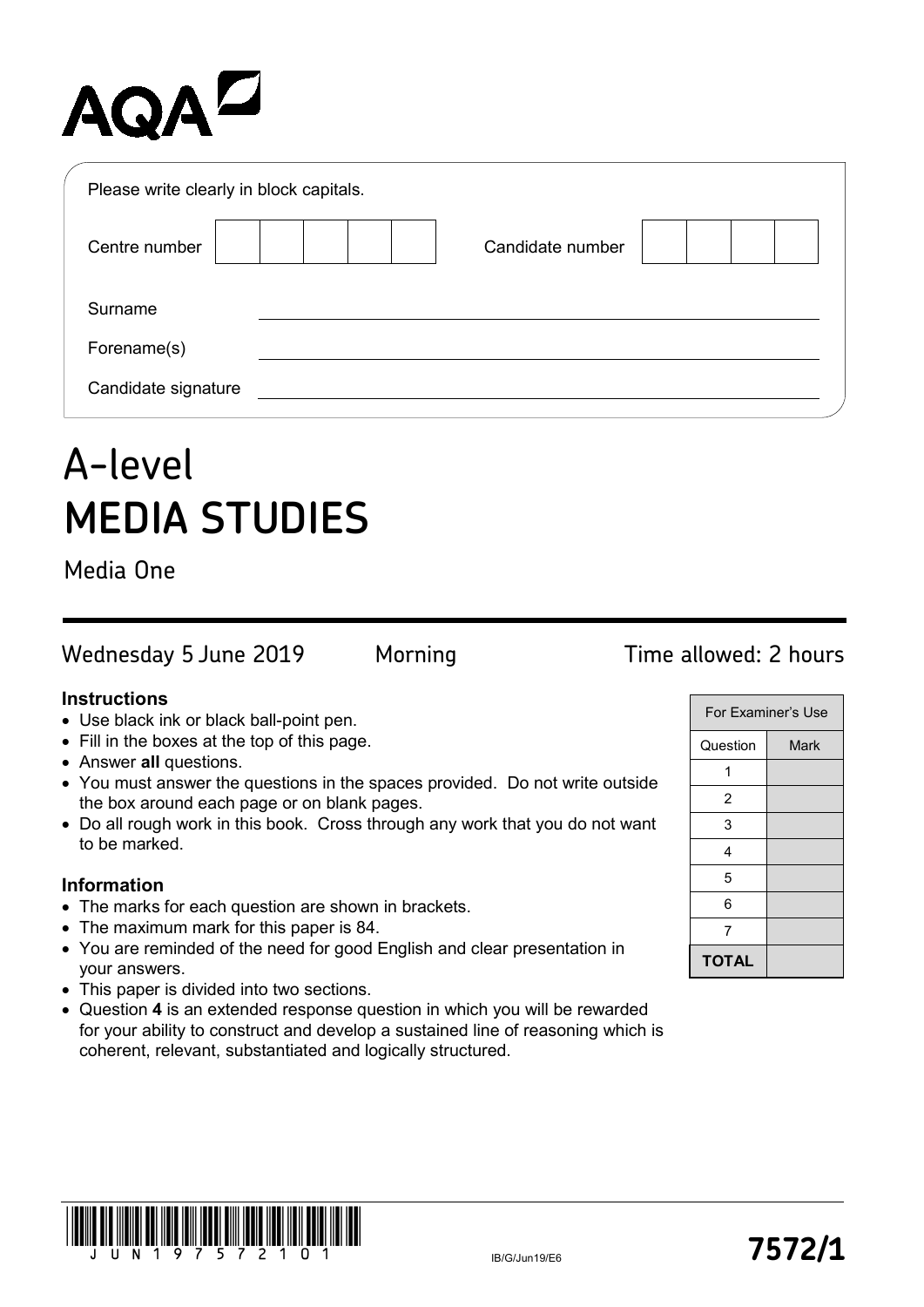AQA

Please write clearly in block capitals.

| Centre number | | | | | | Candidate number | | | | |
|---|---|---|---|---|---|---|---|---|---|---|

Surname ______________________________

Forename(s) ______________________________

Candidate signature ______________________________

# A-level
# MEDIA STUDIES

## Media One

Wednesday 5 June 2019 Morning Time allowed: 2 hours

### Instructions

- Use black ink or black ball-point pen.
- Fill in the boxes at the top of this page.
- Answer **all** questions.
- You must answer the questions in the spaces provided. Do not write outside the box around each page or on blank pages.
- Do all rough work in this book. Cross through any work that you do not want to be marked.

### Information

- The marks for each question are shown in brackets.
- The maximum mark for this paper is 84.
- You are reminded of the need for good English and clear presentation in your answers.
- This paper is divided into two sections.
- Question **4** is an extended response question in which you will be rewarded for your ability to construct and develop a sustained line of reasoning which is coherent, relevant, substantiated and logically structured.

| For Examiner's Use | |
|---|---|
| Question | Mark |
| 1 | |
| 2 | |
| 3 | |
| 4 | |
| 5 | |
| 6 | |
| 7 | |
| **TOTAL** | |

J U N 1 9 7 5 7 2 1 0 1

IB/G/Jun19/E6

**7572/1**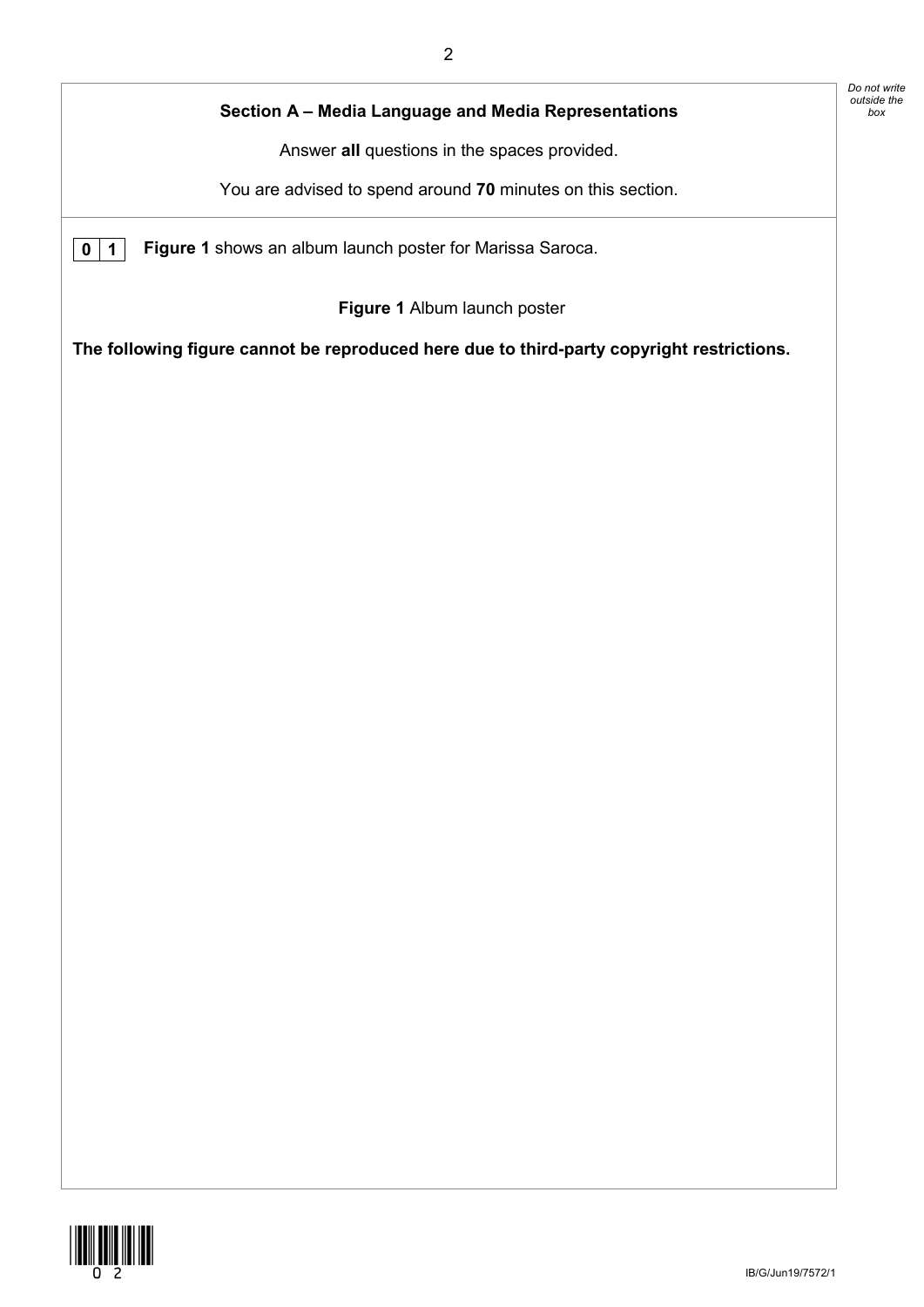## Section A – Media Language and Media Representations

Answer **all** questions in the spaces provided.

You are advised to spend around **70** minutes on this section.

**0 1** **Figure 1** shows an album launch poster for Marissa Saroca.

**Figure 1** Album launch poster

**The following figure cannot be reproduced here due to third-party copyright restrictions.**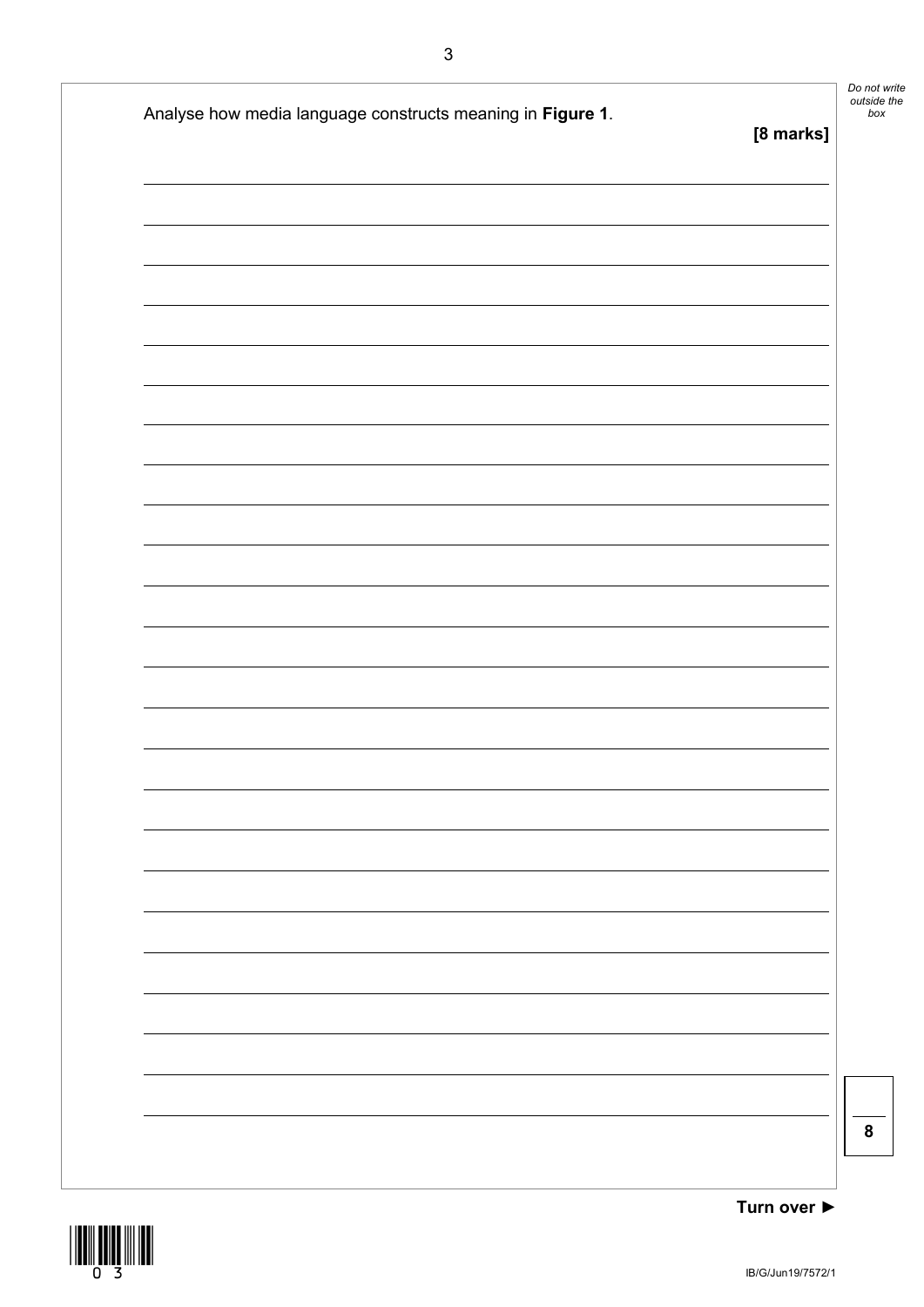Analyse how media language constructs meaning in **Figure 1**.

**[8 marks]**

Turn over ►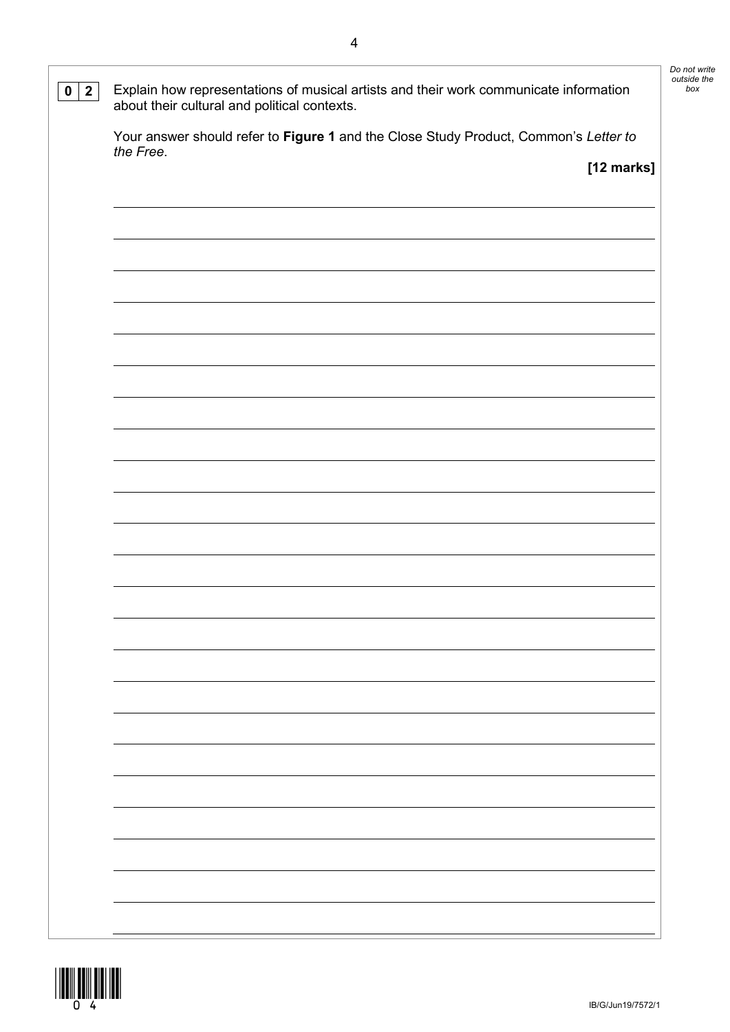**0 2** Explain how representations of musical artists and their work communicate information about their cultural and political contexts.

Your answer should refer to **Figure 1** and the Close Study Product, Common's *Letter to the Free*.

**[12 marks]**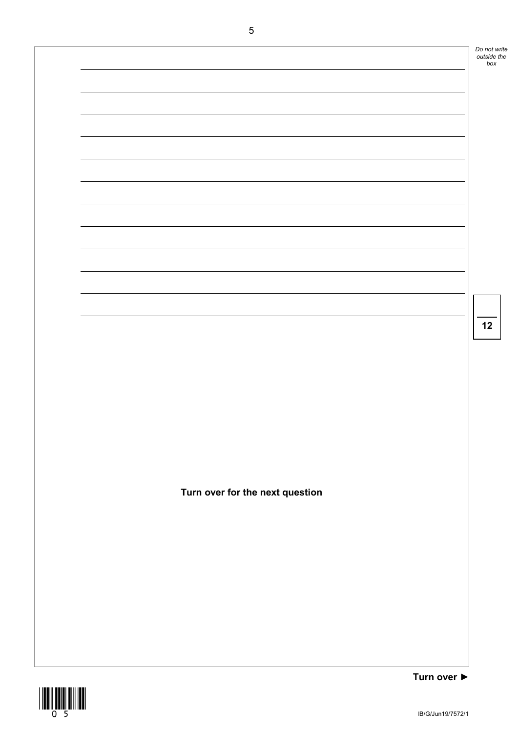**Turn over for the next question**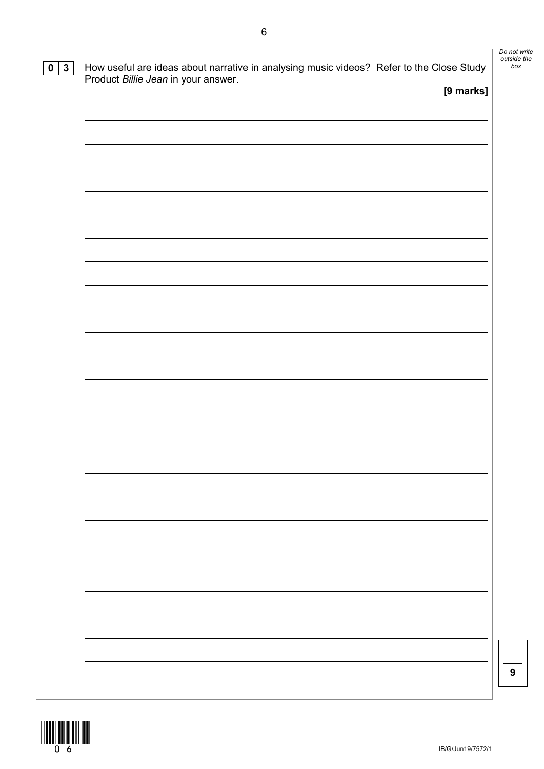**0 3** How useful are ideas about narrative in analysing music videos? Refer to the Close Study Product *Billie Jean* in your answer.

**[9 marks]**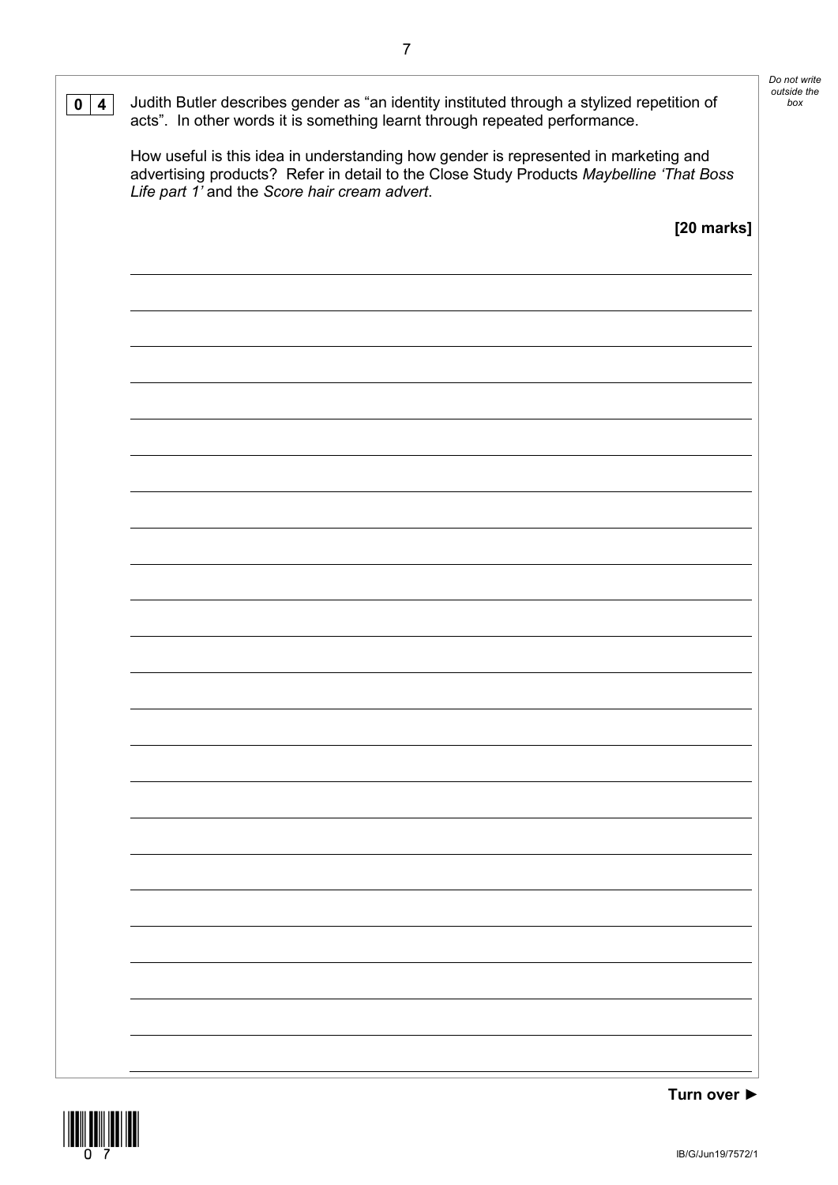**0 4** Judith Butler describes gender as "an identity instituted through a stylized repetition of acts". In other words it is something learnt through repeated performance.

How useful is this idea in understanding how gender is represented in marketing and advertising products? Refer in detail to the Close Study Products *Maybelline 'That Boss Life part 1'* and the *Score hair cream advert*.

**[20 marks]**

**Turn over ►**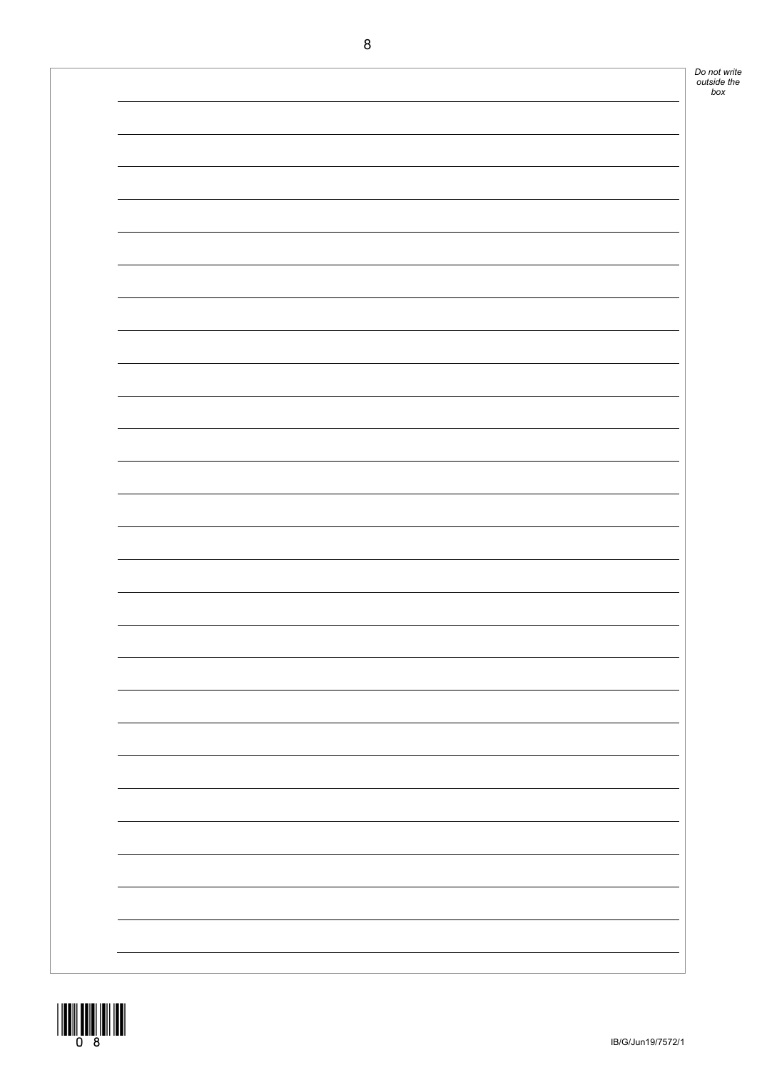Do not write outside the box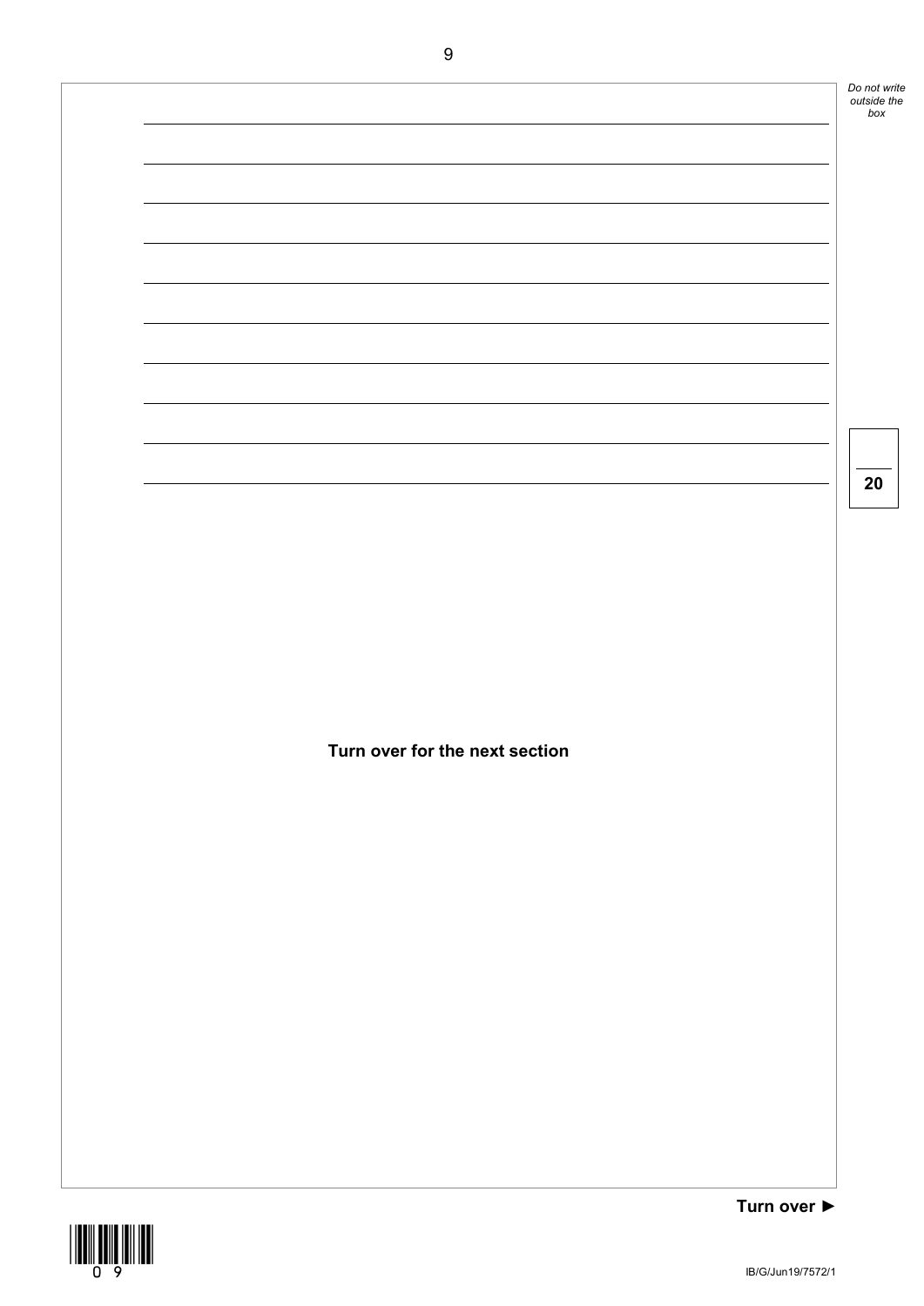**Turn over for the next section**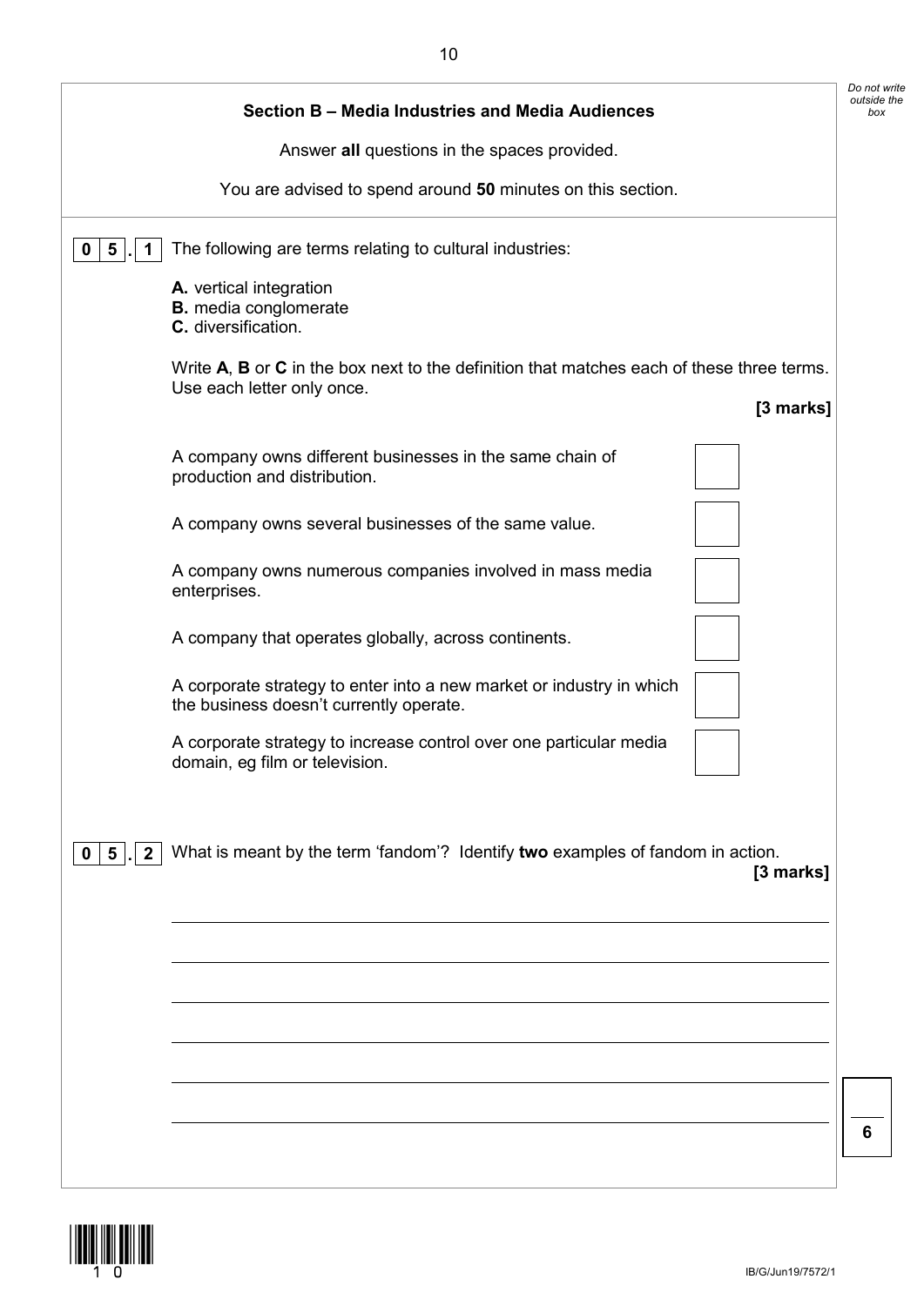## Section B – Media Industries and Media Audiences

Answer **all** questions in the spaces provided.

You are advised to spend around **50** minutes on this section.

**0 5 . 1** The following are terms relating to cultural industries:

**A.** vertical integration
**B.** media conglomerate
**C.** diversification.

Write **A**, **B** or **C** in the box next to the definition that matches each of these three terms. Use each letter only once.

**[3 marks]**

| Definition | |
|---|---|
| A company owns different businesses in the same chain of production and distribution. | ☐ |
| A company owns several businesses of the same value. | ☐ |
| A company owns numerous companies involved in mass media enterprises. | ☐ |
| A company that operates globally, across continents. | ☐ |
| A corporate strategy to enter into a new market or industry in which the business doesn't currently operate. | ☐ |
| A corporate strategy to increase control over one particular media domain, eg film or television. | ☐ |

**0 5 . 2** What is meant by the term 'fandom'? Identify **two** examples of fandom in action.

**[3 marks]**

_______________________________________________________________________

_______________________________________________________________________

_______________________________________________________________________

_______________________________________________________________________

_______________________________________________________________________

_______________________________________________________________________

*Do not write outside the box*

**6**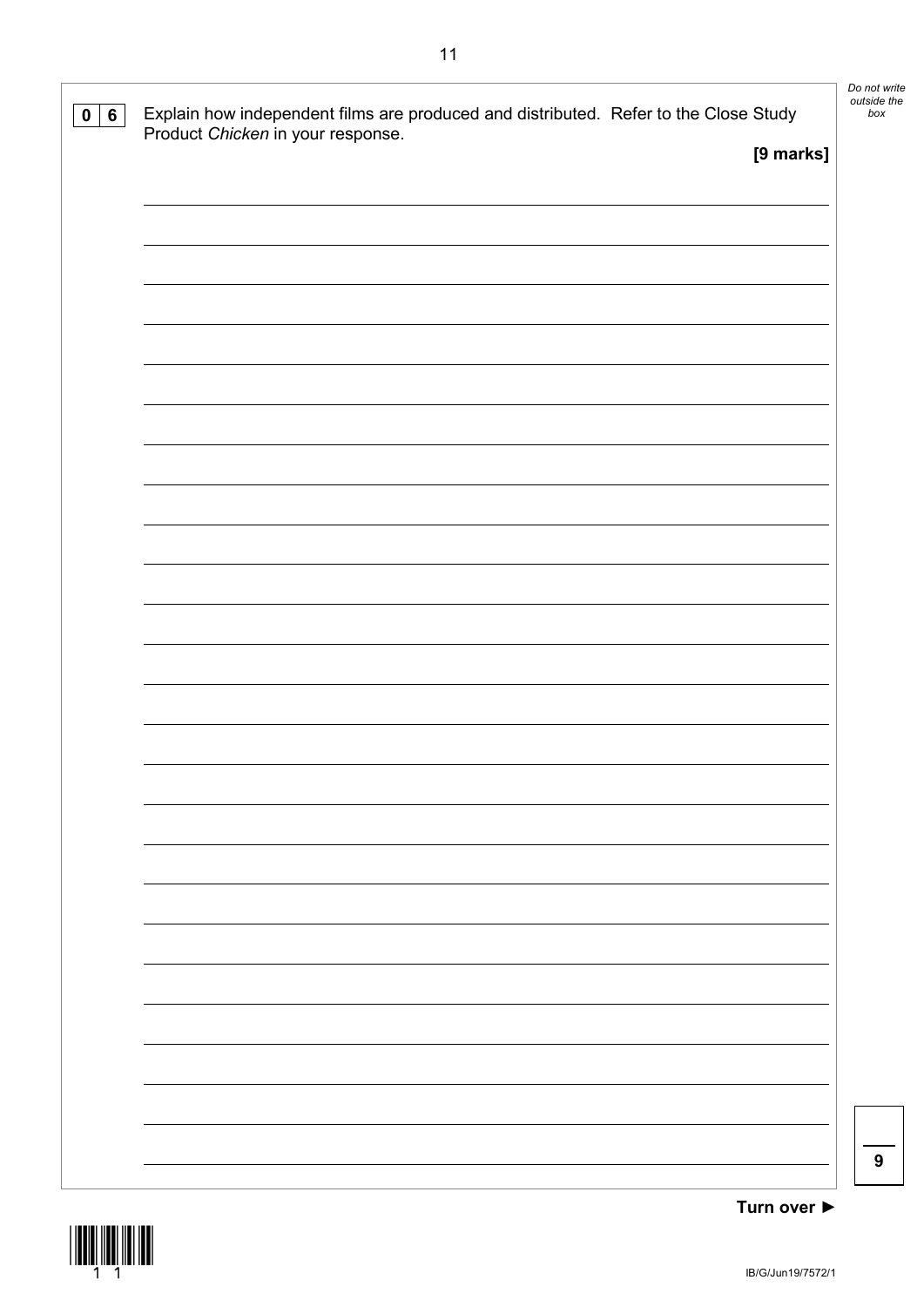**0 6** Explain how independent films are produced and distributed. Refer to the Close Study Product *Chicken* in your response.

**[9 marks]**

**9**

**Turn over ►**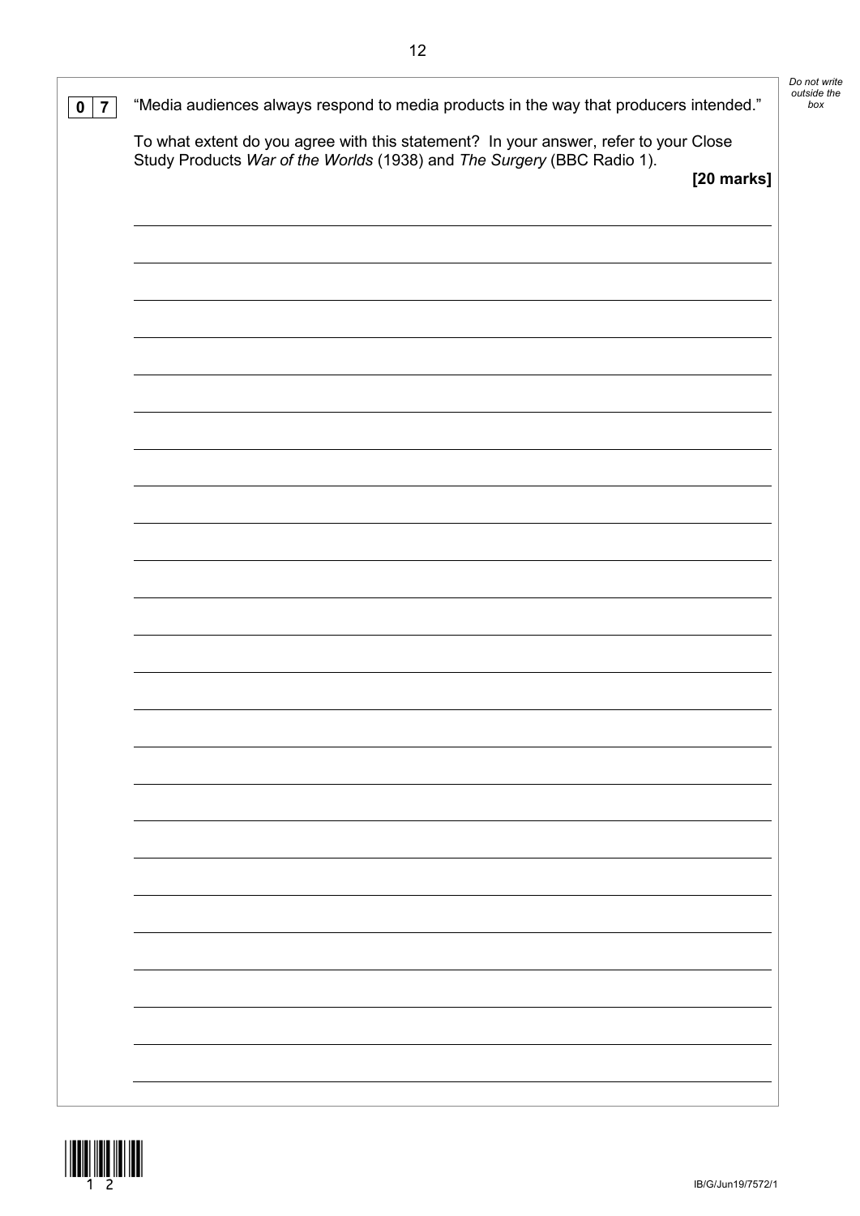**0 7** "Media audiences always respond to media products in the way that producers intended."

To what extent do you agree with this statement? In your answer, refer to your Close Study Products *War of the Worlds* (1938) and *The Surgery* (BBC Radio 1).

**[20 marks]**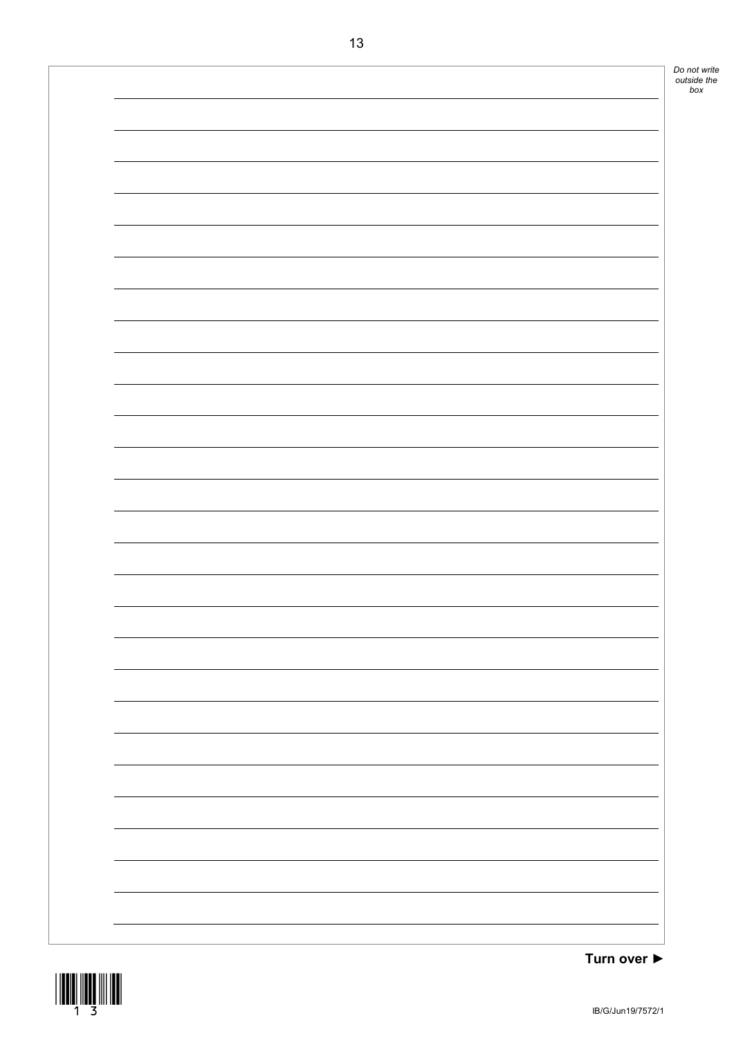Turn over ►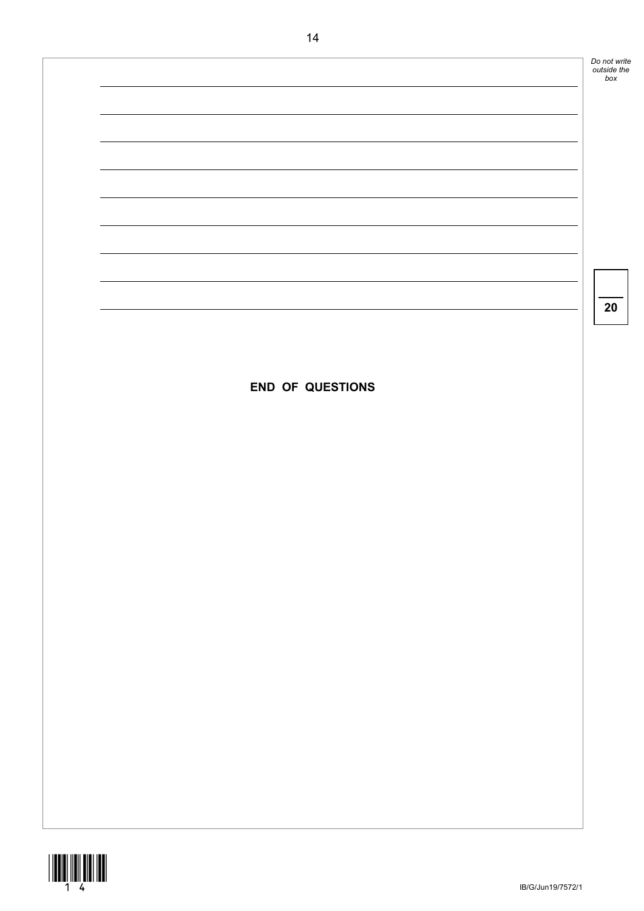**END OF QUESTIONS**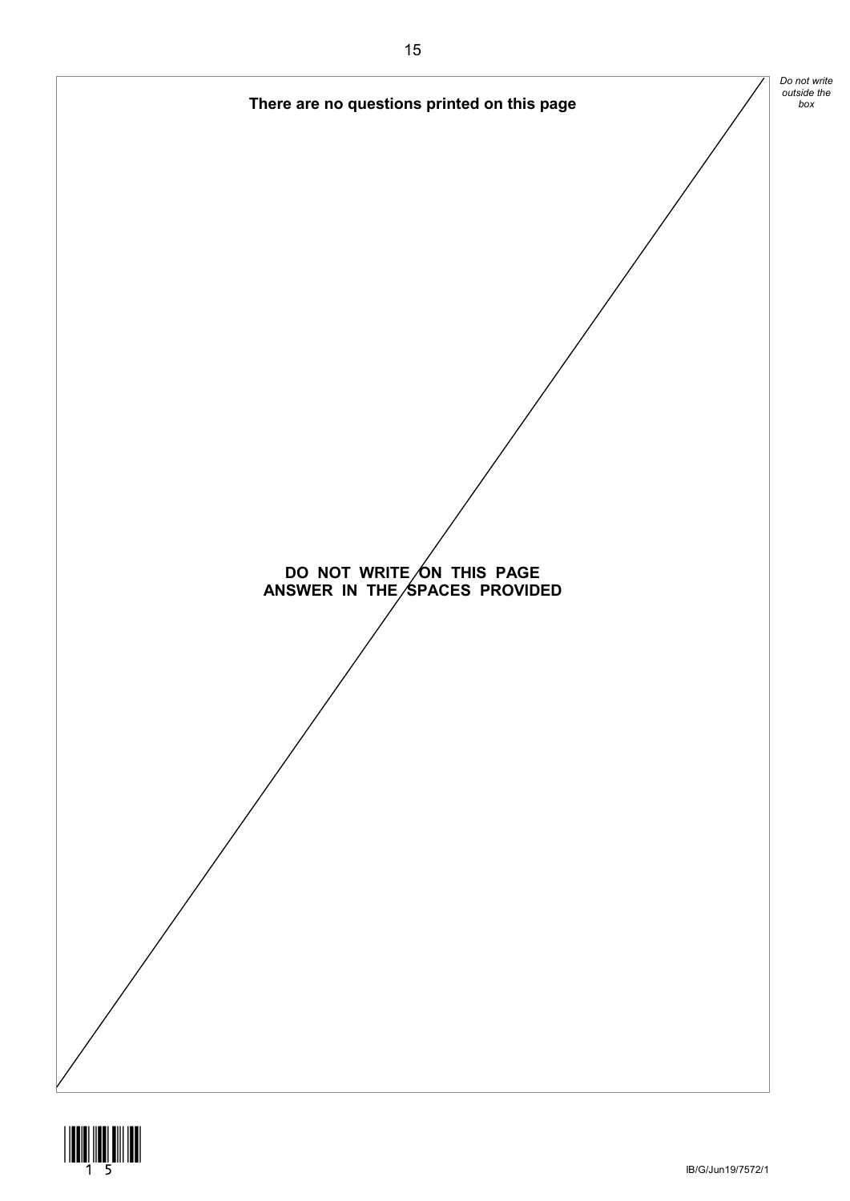**There are no questions printed on this page**

**DO NOT WRITE ON THIS PAGE**
**ANSWER IN THE SPACES PROVIDED**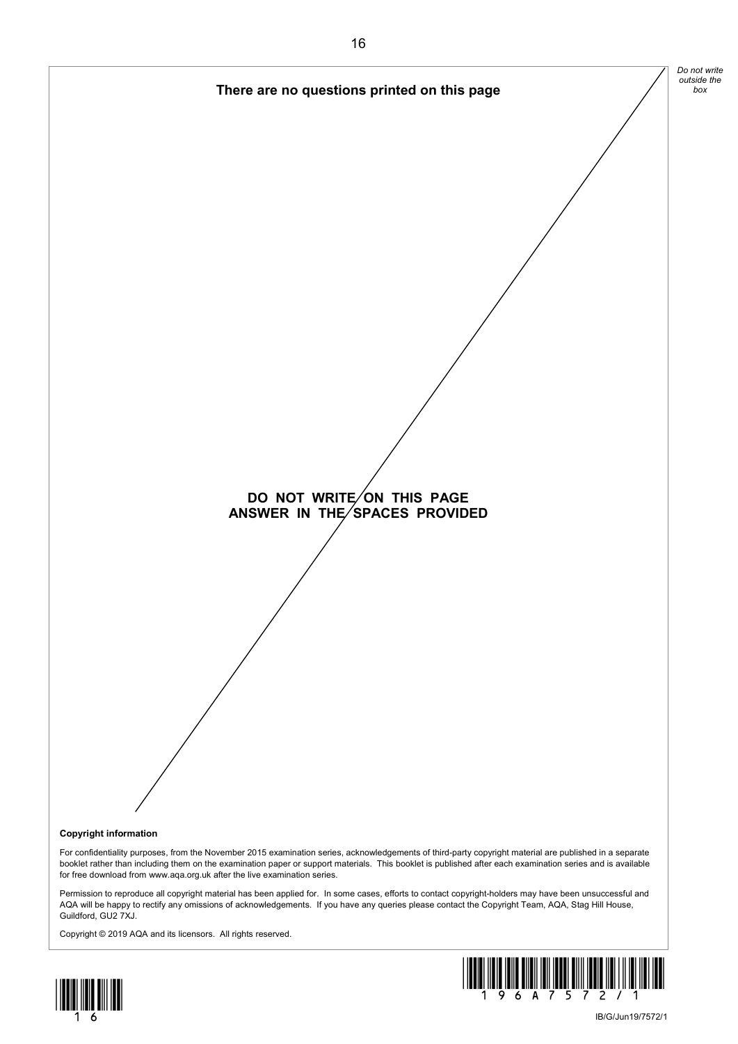**There are no questions printed on this page**

**DO NOT WRITE ON THIS PAGE**
**ANSWER IN THE SPACES PROVIDED**

**Copyright information**

For confidentiality purposes, from the November 2015 examination series, acknowledgements of third-party copyright material are published in a separate booklet rather than including them on the examination paper or support materials. This booklet is published after each examination series and is available for free download from www.aqa.org.uk after the live examination series.

Permission to reproduce all copyright material has been applied for. In some cases, efforts to contact copyright-holders may have been unsuccessful and AQA will be happy to rectify any omissions of acknowledgements. If you have any queries please contact the Copyright Team, AQA, Stag Hill House, Guildford, GU2 7XJ.

Copyright © 2019 AQA and its licensors. All rights reserved.